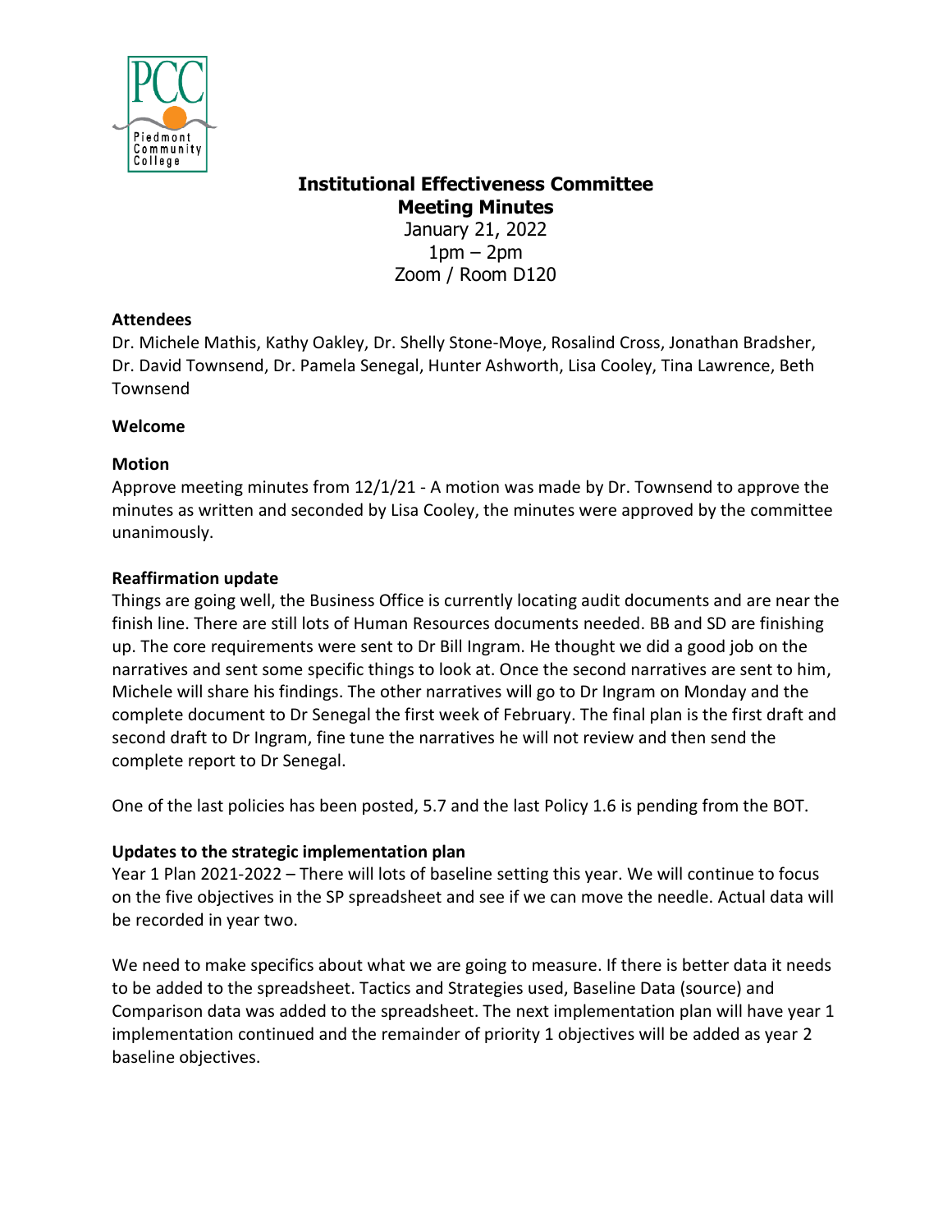# Institutional Effectiveness Committee
## Meeting Minutes

January 21, 2022
1pm – 2pm
Zoom / Room D120

**Attendees**

Dr. Michele Mathis, Kathy Oakley, Dr. Shelly Stone-Moye, Rosalind Cross, Jonathan Bradsher, Dr. David Townsend, Dr. Pamela Senegal, Hunter Ashworth, Lisa Cooley, Tina Lawrence, Beth Townsend

**Welcome**

**Motion**

Approve meeting minutes from 12/1/21 - A motion was made by Dr. Townsend to approve the minutes as written and seconded by Lisa Cooley, the minutes were approved by the committee unanimously.

**Reaffirmation update**

Things are going well, the Business Office is currently locating audit documents and are near the finish line. There are still lots of Human Resources documents needed. BB and SD are finishing up. The core requirements were sent to Dr Bill Ingram. He thought we did a good job on the narratives and sent some specific things to look at. Once the second narratives are sent to him, Michele will share his findings. The other narratives will go to Dr Ingram on Monday and the complete document to Dr Senegal the first week of February. The final plan is the first draft and second draft to Dr Ingram, fine tune the narratives he will not review and then send the complete report to Dr Senegal.

One of the last policies has been posted, 5.7 and the last Policy 1.6 is pending from the BOT.

**Updates to the strategic implementation plan**

Year 1 Plan 2021-2022 – There will lots of baseline setting this year. We will continue to focus on the five objectives in the SP spreadsheet and see if we can move the needle. Actual data will be recorded in year two.

We need to make specifics about what we are going to measure. If there is better data it needs to be added to the spreadsheet. Tactics and Strategies used, Baseline Data (source) and Comparison data was added to the spreadsheet. The next implementation plan will have year 1 implementation continued and the remainder of priority 1 objectives will be added as year 2 baseline objectives.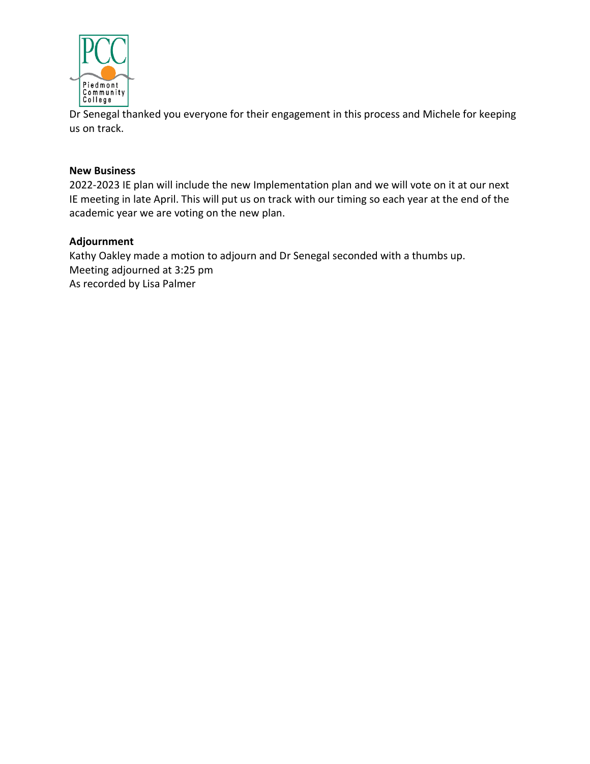Dr Senegal thanked you everyone for their engagement in this process and Michele for keeping us on track.

**New Business**
2022-2023 IE plan will include the new Implementation plan and we will vote on it at our next IE meeting in late April. This will put us on track with our timing so each year at the end of the academic year we are voting on the new plan.

**Adjournment**
Kathy Oakley made a motion to adjourn and Dr Senegal seconded with a thumbs up.
Meeting adjourned at 3:25 pm
As recorded by Lisa Palmer